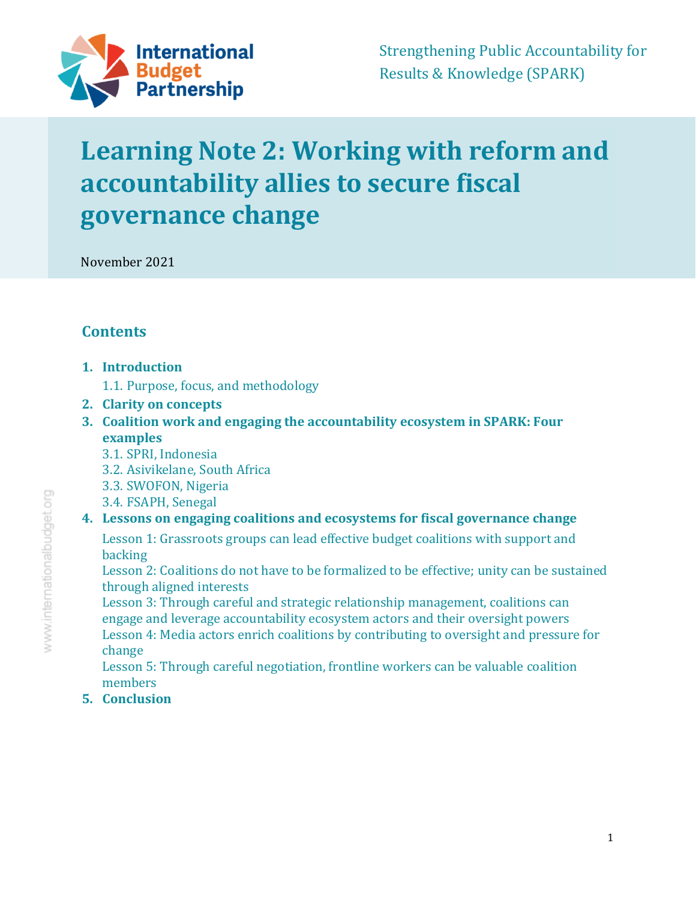International Budget Partnership

Strengthening Public Accountability for Results & Knowledge (SPARK)

# Learning Note 2: Working with reform and accountability allies to secure fiscal governance change

November 2021

## Contents

1. **Introduction**
   1.1. Purpose, focus, and methodology
2. **Clarity on concepts**
3. **Coalition work and engaging the accountability ecosystem in SPARK: Four examples**
   3.1. SPRI, Indonesia
   3.2. Asivikelane, South Africa
   3.3. SWOFON, Nigeria
   3.4. FSAPH, Senegal
4. **Lessons on engaging coalitions and ecosystems for fiscal governance change**
   Lesson 1: Grassroots groups can lead effective budget coalitions with support and backing
   Lesson 2: Coalitions do not have to be formalized to be effective; unity can be sustained through aligned interests
   Lesson 3: Through careful and strategic relationship management, coalitions can engage and leverage accountability ecosystem actors and their oversight powers
   Lesson 4: Media actors enrich coalitions by contributing to oversight and pressure for change
   Lesson 5: Through careful negotiation, frontline workers can be valuable coalition members
5. **Conclusion**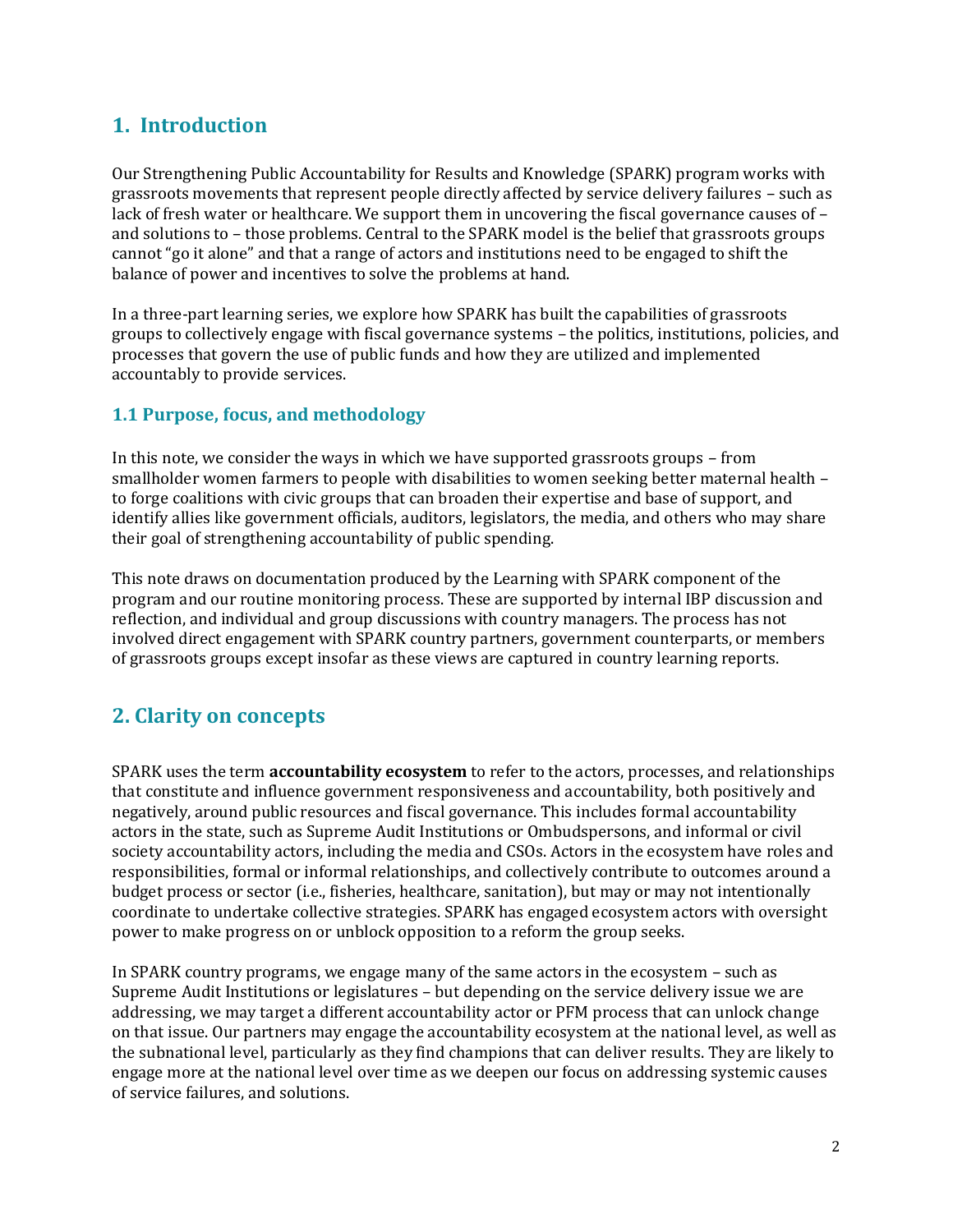## 1. Introduction

Our Strengthening Public Accountability for Results and Knowledge (SPARK) program works with grassroots movements that represent people directly affected by service delivery failures – such as lack of fresh water or healthcare. We support them in uncovering the fiscal governance causes of – and solutions to – those problems. Central to the SPARK model is the belief that grassroots groups cannot "go it alone" and that a range of actors and institutions need to be engaged to shift the balance of power and incentives to solve the problems at hand.

In a three-part learning series, we explore how SPARK has built the capabilities of grassroots groups to collectively engage with fiscal governance systems – the politics, institutions, policies, and processes that govern the use of public funds and how they are utilized and implemented accountably to provide services.

### 1.1 Purpose, focus, and methodology

In this note, we consider the ways in which we have supported grassroots groups – from smallholder women farmers to people with disabilities to women seeking better maternal health – to forge coalitions with civic groups that can broaden their expertise and base of support, and identify allies like government officials, auditors, legislators, the media, and others who may share their goal of strengthening accountability of public spending.

This note draws on documentation produced by the Learning with SPARK component of the program and our routine monitoring process. These are supported by internal IBP discussion and reflection, and individual and group discussions with country managers. The process has not involved direct engagement with SPARK country partners, government counterparts, or members of grassroots groups except insofar as these views are captured in country learning reports.

## 2. Clarity on concepts

SPARK uses the term **accountability ecosystem** to refer to the actors, processes, and relationships that constitute and influence government responsiveness and accountability, both positively and negatively, around public resources and fiscal governance. This includes formal accountability actors in the state, such as Supreme Audit Institutions or Ombudspersons, and informal or civil society accountability actors, including the media and CSOs. Actors in the ecosystem have roles and responsibilities, formal or informal relationships, and collectively contribute to outcomes around a budget process or sector (i.e., fisheries, healthcare, sanitation), but may or may not intentionally coordinate to undertake collective strategies. SPARK has engaged ecosystem actors with oversight power to make progress on or unblock opposition to a reform the group seeks.

In SPARK country programs, we engage many of the same actors in the ecosystem – such as Supreme Audit Institutions or legislatures – but depending on the service delivery issue we are addressing, we may target a different accountability actor or PFM process that can unlock change on that issue. Our partners may engage the accountability ecosystem at the national level, as well as the subnational level, particularly as they find champions that can deliver results. They are likely to engage more at the national level over time as we deepen our focus on addressing systemic causes of service failures, and solutions.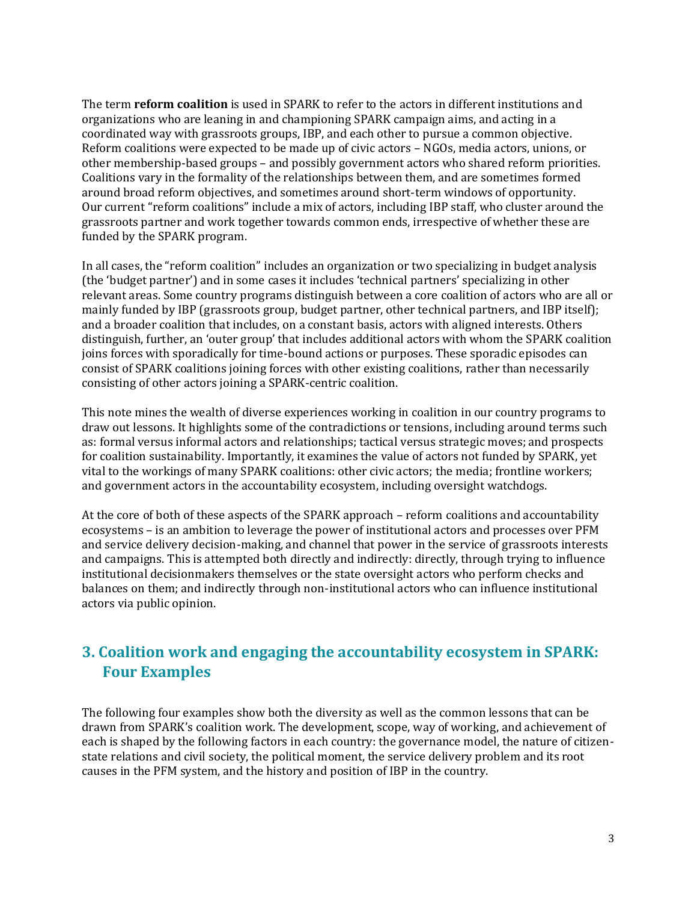The term **reform coalition** is used in SPARK to refer to the actors in different institutions and organizations who are leaning in and championing SPARK campaign aims, and acting in a coordinated way with grassroots groups, IBP, and each other to pursue a common objective. Reform coalitions were expected to be made up of civic actors – NGOs, media actors, unions, or other membership-based groups – and possibly government actors who shared reform priorities. Coalitions vary in the formality of the relationships between them, and are sometimes formed around broad reform objectives, and sometimes around short-term windows of opportunity. Our current "reform coalitions" include a mix of actors, including IBP staff, who cluster around the grassroots partner and work together towards common ends, irrespective of whether these are funded by the SPARK program.

In all cases, the "reform coalition" includes an organization or two specializing in budget analysis (the 'budget partner') and in some cases it includes 'technical partners' specializing in other relevant areas. Some country programs distinguish between a core coalition of actors who are all or mainly funded by IBP (grassroots group, budget partner, other technical partners, and IBP itself); and a broader coalition that includes, on a constant basis, actors with aligned interests. Others distinguish, further, an 'outer group' that includes additional actors with whom the SPARK coalition joins forces with sporadically for time-bound actions or purposes. These sporadic episodes can consist of SPARK coalitions joining forces with other existing coalitions, rather than necessarily consisting of other actors joining a SPARK-centric coalition.

This note mines the wealth of diverse experiences working in coalition in our country programs to draw out lessons. It highlights some of the contradictions or tensions, including around terms such as: formal versus informal actors and relationships; tactical versus strategic moves; and prospects for coalition sustainability. Importantly, it examines the value of actors not funded by SPARK, yet vital to the workings of many SPARK coalitions: other civic actors; the media; frontline workers; and government actors in the accountability ecosystem, including oversight watchdogs.

At the core of both of these aspects of the SPARK approach – reform coalitions and accountability ecosystems – is an ambition to leverage the power of institutional actors and processes over PFM and service delivery decision-making, and channel that power in the service of grassroots interests and campaigns. This is attempted both directly and indirectly: directly, through trying to influence institutional decisionmakers themselves or the state oversight actors who perform checks and balances on them; and indirectly through non-institutional actors who can influence institutional actors via public opinion.

## 3. Coalition work and engaging the accountability ecosystem in SPARK: Four Examples

The following four examples show both the diversity as well as the common lessons that can be drawn from SPARK's coalition work. The development, scope, way of working, and achievement of each is shaped by the following factors in each country: the governance model, the nature of citizen-state relations and civil society, the political moment, the service delivery problem and its root causes in the PFM system, and the history and position of IBP in the country.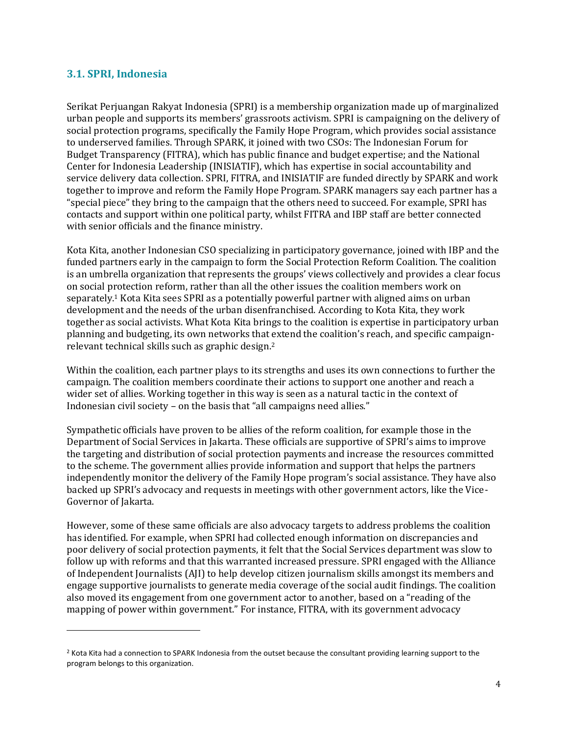### 3.1. SPRI, Indonesia

Serikat Perjuangan Rakyat Indonesia (SPRI) is a membership organization made up of marginalized urban people and supports its members' grassroots activism. SPRI is campaigning on the delivery of social protection programs, specifically the Family Hope Program, which provides social assistance to underserved families. Through SPARK, it joined with two CSOs: The Indonesian Forum for Budget Transparency (FITRA), which has public finance and budget expertise; and the National Center for Indonesia Leadership (INISIATIF), which has expertise in social accountability and service delivery data collection. SPRI, FITRA, and INISIATIF are funded directly by SPARK and work together to improve and reform the Family Hope Program. SPARK managers say each partner has a "special piece" they bring to the campaign that the others need to succeed. For example, SPRI has contacts and support within one political party, whilst FITRA and IBP staff are better connected with senior officials and the finance ministry.

Kota Kita, another Indonesian CSO specializing in participatory governance, joined with IBP and the funded partners early in the campaign to form the Social Protection Reform Coalition. The coalition is an umbrella organization that represents the groups' views collectively and provides a clear focus on social protection reform, rather than all the other issues the coalition members work on separately.[1] Kota Kita sees SPRI as a potentially powerful partner with aligned aims on urban development and the needs of the urban disenfranchised. According to Kota Kita, they work together as social activists. What Kota Kita brings to the coalition is expertise in participatory urban planning and budgeting, its own networks that extend the coalition's reach, and specific campaign-relevant technical skills such as graphic design.[2]

Within the coalition, each partner plays to its strengths and uses its own connections to further the campaign. The coalition members coordinate their actions to support one another and reach a wider set of allies. Working together in this way is seen as a natural tactic in the context of Indonesian civil society – on the basis that "all campaigns need allies."

Sympathetic officials have proven to be allies of the reform coalition, for example those in the Department of Social Services in Jakarta. These officials are supportive of SPRI's aims to improve the targeting and distribution of social protection payments and increase the resources committed to the scheme. The government allies provide information and support that helps the partners independently monitor the delivery of the Family Hope program's social assistance. They have also backed up SPRI's advocacy and requests in meetings with other government actors, like the Vice-Governor of Jakarta.

However, some of these same officials are also advocacy targets to address problems the coalition has identified. For example, when SPRI had collected enough information on discrepancies and poor delivery of social protection payments, it felt that the Social Services department was slow to follow up with reforms and that this warranted increased pressure. SPRI engaged with the Alliance of Independent Journalists (AJI) to help develop citizen journalism skills amongst its members and engage supportive journalists to generate media coverage of the social audit findings. The coalition also moved its engagement from one government actor to another, based on a "reading of the mapping of power within government." For instance, FITRA, with its government advocacy

[2] Kota Kita had a connection to SPARK Indonesia from the outset because the consultant providing learning support to the program belongs to this organization.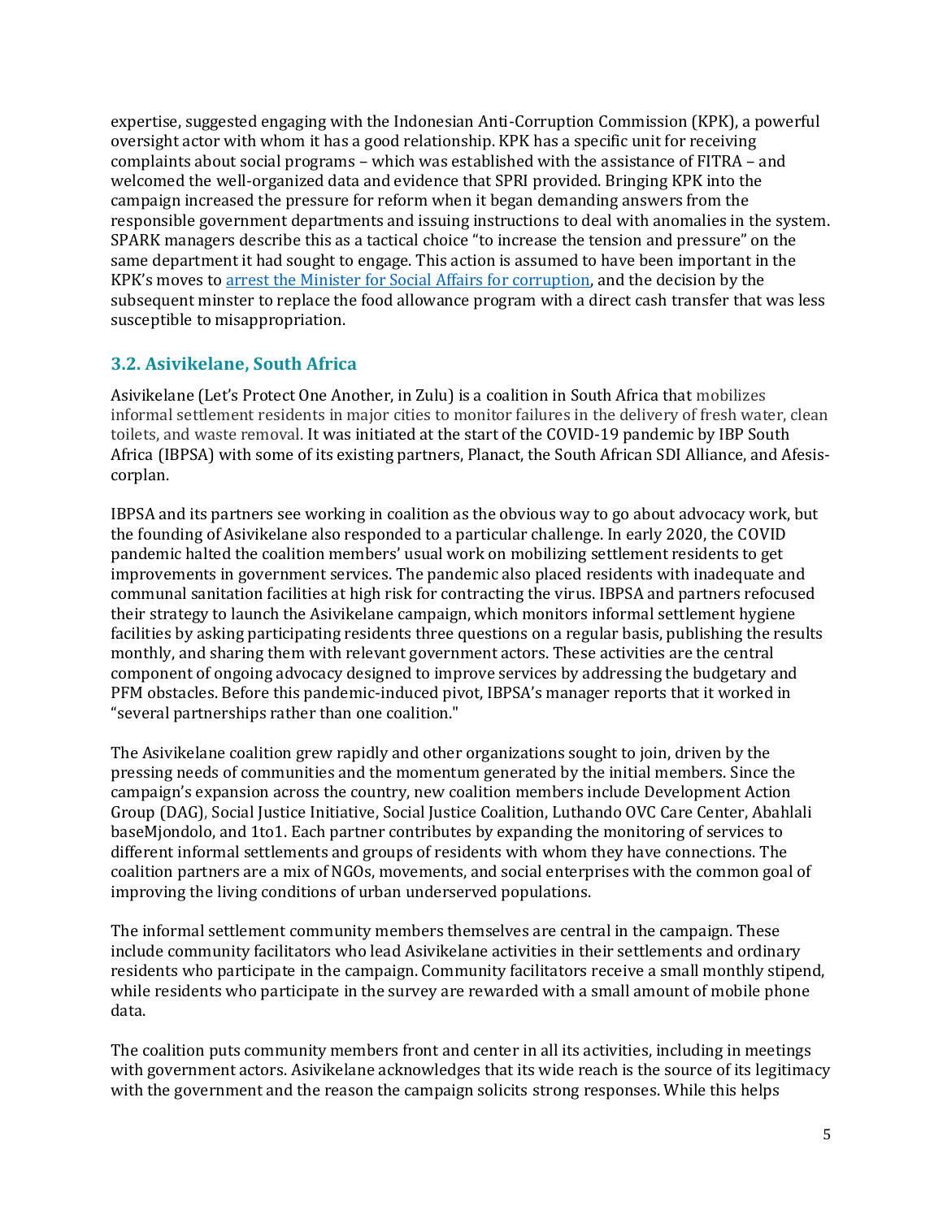expertise, suggested engaging with the Indonesian Anti-Corruption Commission (KPK), a powerful oversight actor with whom it has a good relationship. KPK has a specific unit for receiving complaints about social programs – which was established with the assistance of FITRA – and welcomed the well-organized data and evidence that SPRI provided. Bringing KPK into the campaign increased the pressure for reform when it began demanding answers from the responsible government departments and issuing instructions to deal with anomalies in the system. SPARK managers describe this as a tactical choice "to increase the tension and pressure" on the same department it had sought to engage. This action is assumed to have been important in the KPK's moves to [arrest the Minister for Social Affairs for corruption](), and the decision by the subsequent minster to replace the food allowance program with a direct cash transfer that was less susceptible to misappropriation.

### 3.2. Asivikelane, South Africa

Asivikelane (Let's Protect One Another, in Zulu) is a coalition in South Africa that mobilizes informal settlement residents in major cities to monitor failures in the delivery of fresh water, clean toilets, and waste removal. It was initiated at the start of the COVID-19 pandemic by IBP South Africa (IBPSA) with some of its existing partners, Planact, the South African SDI Alliance, and Afesis-corplan.

IBPSA and its partners see working in coalition as the obvious way to go about advocacy work, but the founding of Asivikelane also responded to a particular challenge. In early 2020, the COVID pandemic halted the coalition members' usual work on mobilizing settlement residents to get improvements in government services. The pandemic also placed residents with inadequate and communal sanitation facilities at high risk for contracting the virus. IBPSA and partners refocused their strategy to launch the Asivikelane campaign, which monitors informal settlement hygiene facilities by asking participating residents three questions on a regular basis, publishing the results monthly, and sharing them with relevant government actors. These activities are the central component of ongoing advocacy designed to improve services by addressing the budgetary and PFM obstacles. Before this pandemic-induced pivot, IBPSA's manager reports that it worked in "several partnerships rather than one coalition."

The Asivikelane coalition grew rapidly and other organizations sought to join, driven by the pressing needs of communities and the momentum generated by the initial members. Since the campaign's expansion across the country, new coalition members include Development Action Group (DAG), Social Justice Initiative, Social Justice Coalition, Luthando OVC Care Center, Abahlali baseMjondolo, and 1to1. Each partner contributes by expanding the monitoring of services to different informal settlements and groups of residents with whom they have connections. The coalition partners are a mix of NGOs, movements, and social enterprises with the common goal of improving the living conditions of urban underserved populations.

The informal settlement community members themselves are central in the campaign. These include community facilitators who lead Asivikelane activities in their settlements and ordinary residents who participate in the campaign. Community facilitators receive a small monthly stipend, while residents who participate in the survey are rewarded with a small amount of mobile phone data.

The coalition puts community members front and center in all its activities, including in meetings with government actors. Asivikelane acknowledges that its wide reach is the source of its legitimacy with the government and the reason the campaign solicits strong responses. While this helps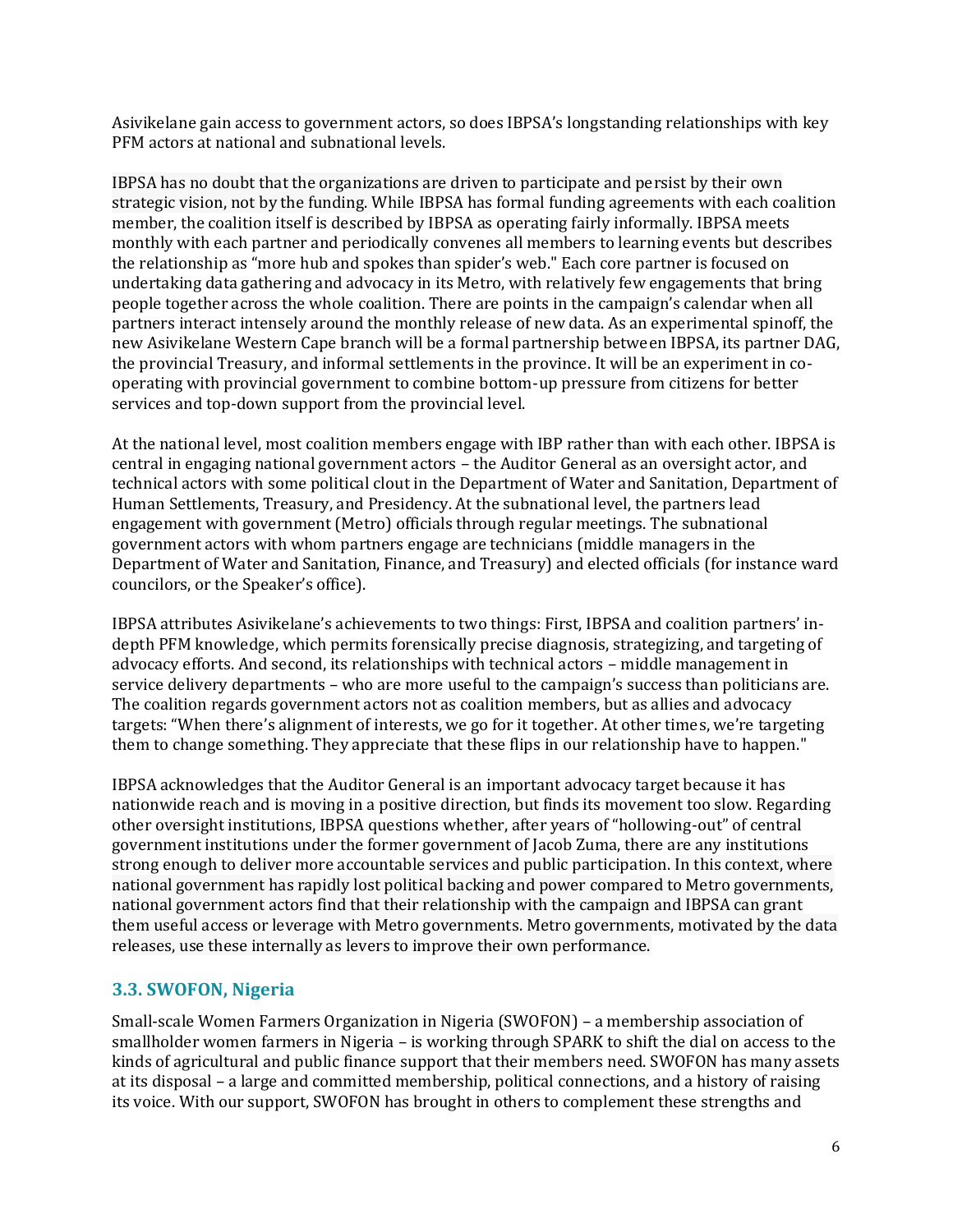Asivikelane gain access to government actors, so does IBPSA's longstanding relationships with key PFM actors at national and subnational levels.

IBPSA has no doubt that the organizations are driven to participate and persist by their own strategic vision, not by the funding. While IBPSA has formal funding agreements with each coalition member, the coalition itself is described by IBPSA as operating fairly informally. IBPSA meets monthly with each partner and periodically convenes all members to learning events but describes the relationship as "more hub and spokes than spider's web." Each core partner is focused on undertaking data gathering and advocacy in its Metro, with relatively few engagements that bring people together across the whole coalition. There are points in the campaign's calendar when all partners interact intensely around the monthly release of new data. As an experimental spinoff, the new Asivikelane Western Cape branch will be a formal partnership between IBPSA, its partner DAG, the provincial Treasury, and informal settlements in the province. It will be an experiment in co-operating with provincial government to combine bottom-up pressure from citizens for better services and top-down support from the provincial level.

At the national level, most coalition members engage with IBP rather than with each other. IBPSA is central in engaging national government actors – the Auditor General as an oversight actor, and technical actors with some political clout in the Department of Water and Sanitation, Department of Human Settlements, Treasury, and Presidency. At the subnational level, the partners lead engagement with government (Metro) officials through regular meetings. The subnational government actors with whom partners engage are technicians (middle managers in the Department of Water and Sanitation, Finance, and Treasury) and elected officials (for instance ward councilors, or the Speaker's office).

IBPSA attributes Asivikelane's achievements to two things: First, IBPSA and coalition partners' in-depth PFM knowledge, which permits forensically precise diagnosis, strategizing, and targeting of advocacy efforts. And second, its relationships with technical actors – middle management in service delivery departments – who are more useful to the campaign's success than politicians are. The coalition regards government actors not as coalition members, but as allies and advocacy targets: "When there's alignment of interests, we go for it together. At other times, we're targeting them to change something. They appreciate that these flips in our relationship have to happen."

IBPSA acknowledges that the Auditor General is an important advocacy target because it has nationwide reach and is moving in a positive direction, but finds its movement too slow. Regarding other oversight institutions, IBPSA questions whether, after years of "hollowing-out" of central government institutions under the former government of Jacob Zuma, there are any institutions strong enough to deliver more accountable services and public participation. In this context, where national government has rapidly lost political backing and power compared to Metro governments, national government actors find that their relationship with the campaign and IBPSA can grant them useful access or leverage with Metro governments. Metro governments, motivated by the data releases, use these internally as levers to improve their own performance.

### 3.3. SWOFON, Nigeria

Small-scale Women Farmers Organization in Nigeria (SWOFON) – a membership association of smallholder women farmers in Nigeria – is working through SPARK to shift the dial on access to the kinds of agricultural and public finance support that their members need. SWOFON has many assets at its disposal – a large and committed membership, political connections, and a history of raising its voice. With our support, SWOFON has brought in others to complement these strengths and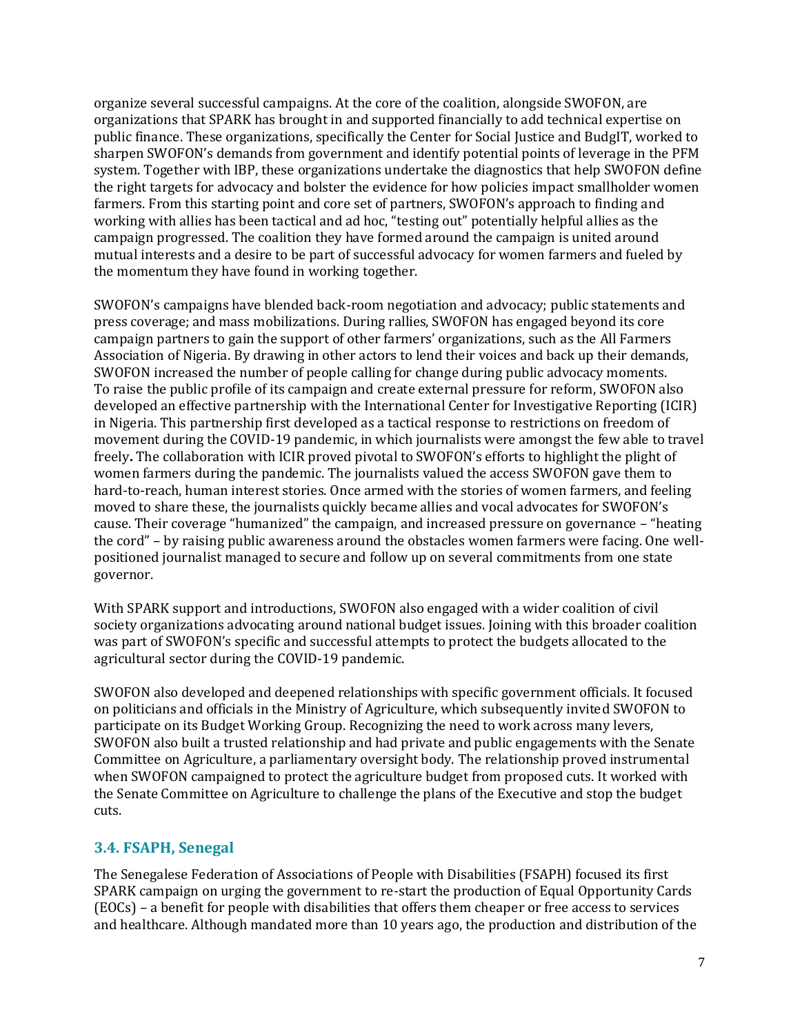organize several successful campaigns. At the core of the coalition, alongside SWOFON, are organizations that SPARK has brought in and supported financially to add technical expertise on public finance. These organizations, specifically the Center for Social Justice and BudgIT, worked to sharpen SWOFON's demands from government and identify potential points of leverage in the PFM system. Together with IBP, these organizations undertake the diagnostics that help SWOFON define the right targets for advocacy and bolster the evidence for how policies impact smallholder women farmers. From this starting point and core set of partners, SWOFON's approach to finding and working with allies has been tactical and ad hoc, "testing out" potentially helpful allies as the campaign progressed. The coalition they have formed around the campaign is united around mutual interests and a desire to be part of successful advocacy for women farmers and fueled by the momentum they have found in working together.

SWOFON's campaigns have blended back-room negotiation and advocacy; public statements and press coverage; and mass mobilizations. During rallies, SWOFON has engaged beyond its core campaign partners to gain the support of other farmers' organizations, such as the All Farmers Association of Nigeria. By drawing in other actors to lend their voices and back up their demands, SWOFON increased the number of people calling for change during public advocacy moments. To raise the public profile of its campaign and create external pressure for reform, SWOFON also developed an effective partnership with the International Center for Investigative Reporting (ICIR) in Nigeria. This partnership first developed as a tactical response to restrictions on freedom of movement during the COVID-19 pandemic, in which journalists were amongst the few able to travel freely**.** The collaboration with ICIR proved pivotal to SWOFON's efforts to highlight the plight of women farmers during the pandemic. The journalists valued the access SWOFON gave them to hard-to-reach, human interest stories. Once armed with the stories of women farmers, and feeling moved to share these, the journalists quickly became allies and vocal advocates for SWOFON's cause. Their coverage "humanized" the campaign, and increased pressure on governance – "heating the cord" – by raising public awareness around the obstacles women farmers were facing. One well-positioned journalist managed to secure and follow up on several commitments from one state governor.

With SPARK support and introductions, SWOFON also engaged with a wider coalition of civil society organizations advocating around national budget issues. Joining with this broader coalition was part of SWOFON's specific and successful attempts to protect the budgets allocated to the agricultural sector during the COVID-19 pandemic.

SWOFON also developed and deepened relationships with specific government officials. It focused on politicians and officials in the Ministry of Agriculture, which subsequently invited SWOFON to participate on its Budget Working Group. Recognizing the need to work across many levers, SWOFON also built a trusted relationship and had private and public engagements with the Senate Committee on Agriculture, a parliamentary oversight body. The relationship proved instrumental when SWOFON campaigned to protect the agriculture budget from proposed cuts. It worked with the Senate Committee on Agriculture to challenge the plans of the Executive and stop the budget cuts.

### 3.4. FSAPH, Senegal

The Senegalese Federation of Associations of People with Disabilities (FSAPH) focused its first SPARK campaign on urging the government to re-start the production of Equal Opportunity Cards (EOCs) – a benefit for people with disabilities that offers them cheaper or free access to services and healthcare. Although mandated more than 10 years ago, the production and distribution of the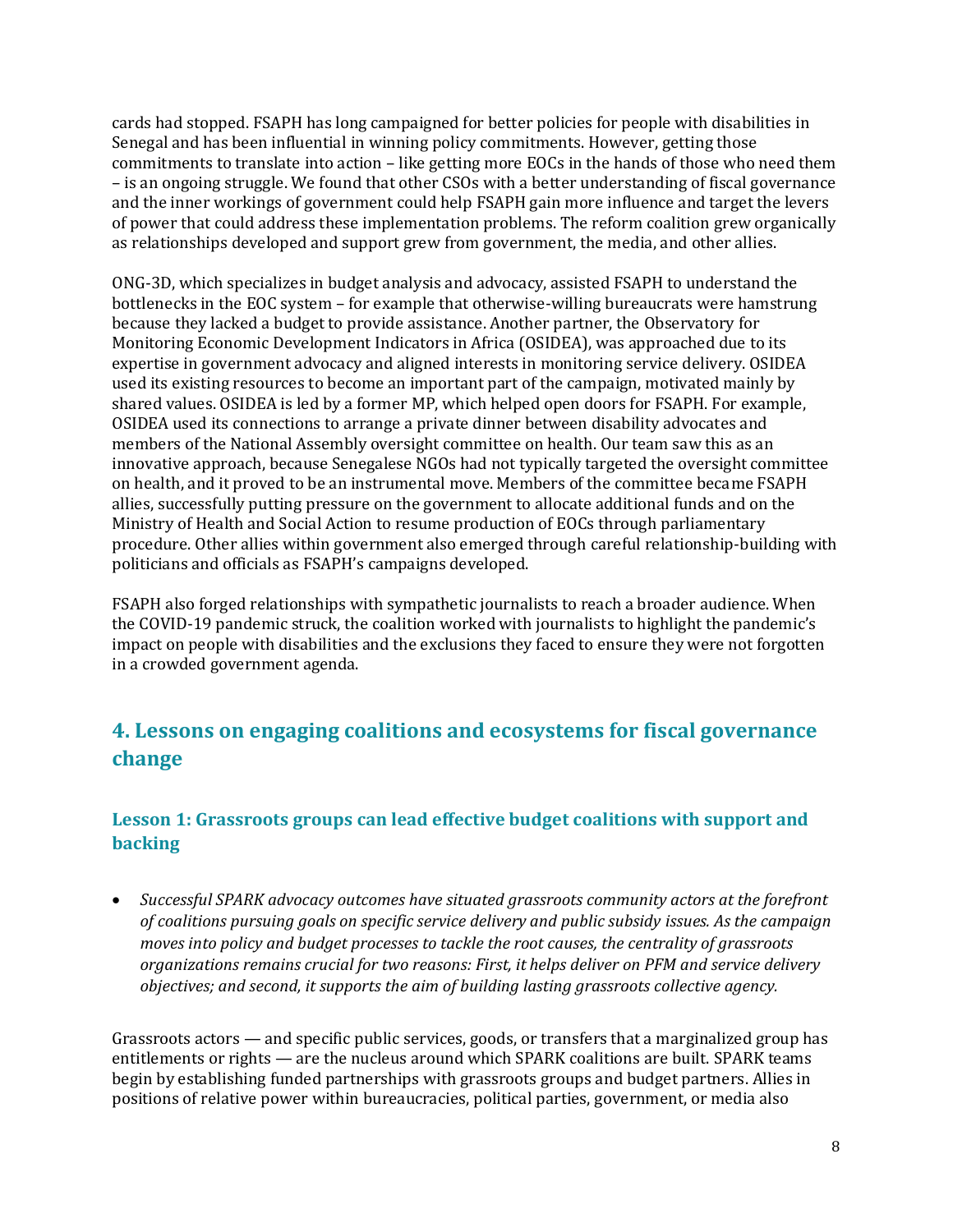cards had stopped. FSAPH has long campaigned for better policies for people with disabilities in Senegal and has been influential in winning policy commitments. However, getting those commitments to translate into action – like getting more EOCs in the hands of those who need them – is an ongoing struggle. We found that other CSOs with a better understanding of fiscal governance and the inner workings of government could help FSAPH gain more influence and target the levers of power that could address these implementation problems. The reform coalition grew organically as relationships developed and support grew from government, the media, and other allies.

ONG-3D, which specializes in budget analysis and advocacy, assisted FSAPH to understand the bottlenecks in the EOC system – for example that otherwise-willing bureaucrats were hamstrung because they lacked a budget to provide assistance. Another partner, the Observatory for Monitoring Economic Development Indicators in Africa (OSIDEA), was approached due to its expertise in government advocacy and aligned interests in monitoring service delivery. OSIDEA used its existing resources to become an important part of the campaign, motivated mainly by shared values. OSIDEA is led by a former MP, which helped open doors for FSAPH. For example, OSIDEA used its connections to arrange a private dinner between disability advocates and members of the National Assembly oversight committee on health. Our team saw this as an innovative approach, because Senegalese NGOs had not typically targeted the oversight committee on health, and it proved to be an instrumental move. Members of the committee became FSAPH allies, successfully putting pressure on the government to allocate additional funds and on the Ministry of Health and Social Action to resume production of EOCs through parliamentary procedure. Other allies within government also emerged through careful relationship-building with politicians and officials as FSAPH's campaigns developed.

FSAPH also forged relationships with sympathetic journalists to reach a broader audience. When the COVID-19 pandemic struck, the coalition worked with journalists to highlight the pandemic's impact on people with disabilities and the exclusions they faced to ensure they were not forgotten in a crowded government agenda.

## 4. Lessons on engaging coalitions and ecosystems for fiscal governance change

### Lesson 1: Grassroots groups can lead effective budget coalitions with support and backing

- *Successful SPARK advocacy outcomes have situated grassroots community actors at the forefront of coalitions pursuing goals on specific service delivery and public subsidy issues. As the campaign moves into policy and budget processes to tackle the root causes, the centrality of grassroots organizations remains crucial for two reasons: First, it helps deliver on PFM and service delivery objectives; and second, it supports the aim of building lasting grassroots collective agency.*

Grassroots actors — and specific public services, goods, or transfers that a marginalized group has entitlements or rights — are the nucleus around which SPARK coalitions are built. SPARK teams begin by establishing funded partnerships with grassroots groups and budget partners. Allies in positions of relative power within bureaucracies, political parties, government, or media also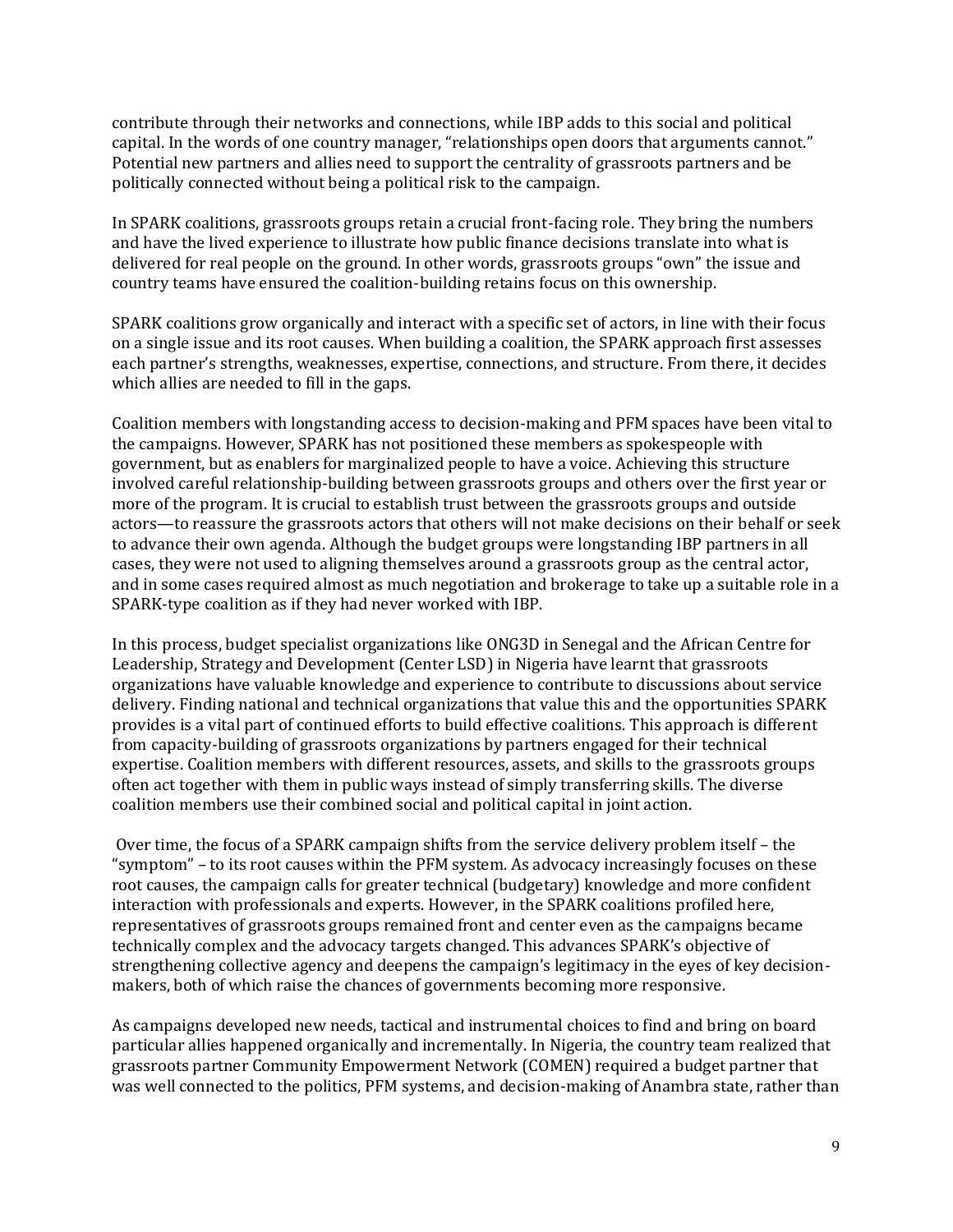contribute through their networks and connections, while IBP adds to this social and political capital. In the words of one country manager, "relationships open doors that arguments cannot." Potential new partners and allies need to support the centrality of grassroots partners and be politically connected without being a political risk to the campaign.

In SPARK coalitions, grassroots groups retain a crucial front-facing role. They bring the numbers and have the lived experience to illustrate how public finance decisions translate into what is delivered for real people on the ground. In other words, grassroots groups "own" the issue and country teams have ensured the coalition-building retains focus on this ownership.

SPARK coalitions grow organically and interact with a specific set of actors, in line with their focus on a single issue and its root causes. When building a coalition, the SPARK approach first assesses each partner's strengths, weaknesses, expertise, connections, and structure. From there, it decides which allies are needed to fill in the gaps.

Coalition members with longstanding access to decision-making and PFM spaces have been vital to the campaigns. However, SPARK has not positioned these members as spokespeople with government, but as enablers for marginalized people to have a voice. Achieving this structure involved careful relationship-building between grassroots groups and others over the first year or more of the program. It is crucial to establish trust between the grassroots groups and outside actors—to reassure the grassroots actors that others will not make decisions on their behalf or seek to advance their own agenda. Although the budget groups were longstanding IBP partners in all cases, they were not used to aligning themselves around a grassroots group as the central actor, and in some cases required almost as much negotiation and brokerage to take up a suitable role in a SPARK-type coalition as if they had never worked with IBP.

In this process, budget specialist organizations like ONG3D in Senegal and the African Centre for Leadership, Strategy and Development (Center LSD) in Nigeria have learnt that grassroots organizations have valuable knowledge and experience to contribute to discussions about service delivery. Finding national and technical organizations that value this and the opportunities SPARK provides is a vital part of continued efforts to build effective coalitions. This approach is different from capacity-building of grassroots organizations by partners engaged for their technical expertise. Coalition members with different resources, assets, and skills to the grassroots groups often act together with them in public ways instead of simply transferring skills. The diverse coalition members use their combined social and political capital in joint action.

Over time, the focus of a SPARK campaign shifts from the service delivery problem itself – the "symptom" – to its root causes within the PFM system. As advocacy increasingly focuses on these root causes, the campaign calls for greater technical (budgetary) knowledge and more confident interaction with professionals and experts. However, in the SPARK coalitions profiled here, representatives of grassroots groups remained front and center even as the campaigns became technically complex and the advocacy targets changed. This advances SPARK's objective of strengthening collective agency and deepens the campaign's legitimacy in the eyes of key decision-makers, both of which raise the chances of governments becoming more responsive.

As campaigns developed new needs, tactical and instrumental choices to find and bring on board particular allies happened organically and incrementally. In Nigeria, the country team realized that grassroots partner Community Empowerment Network (COMEN) required a budget partner that was well connected to the politics, PFM systems, and decision-making of Anambra state, rather than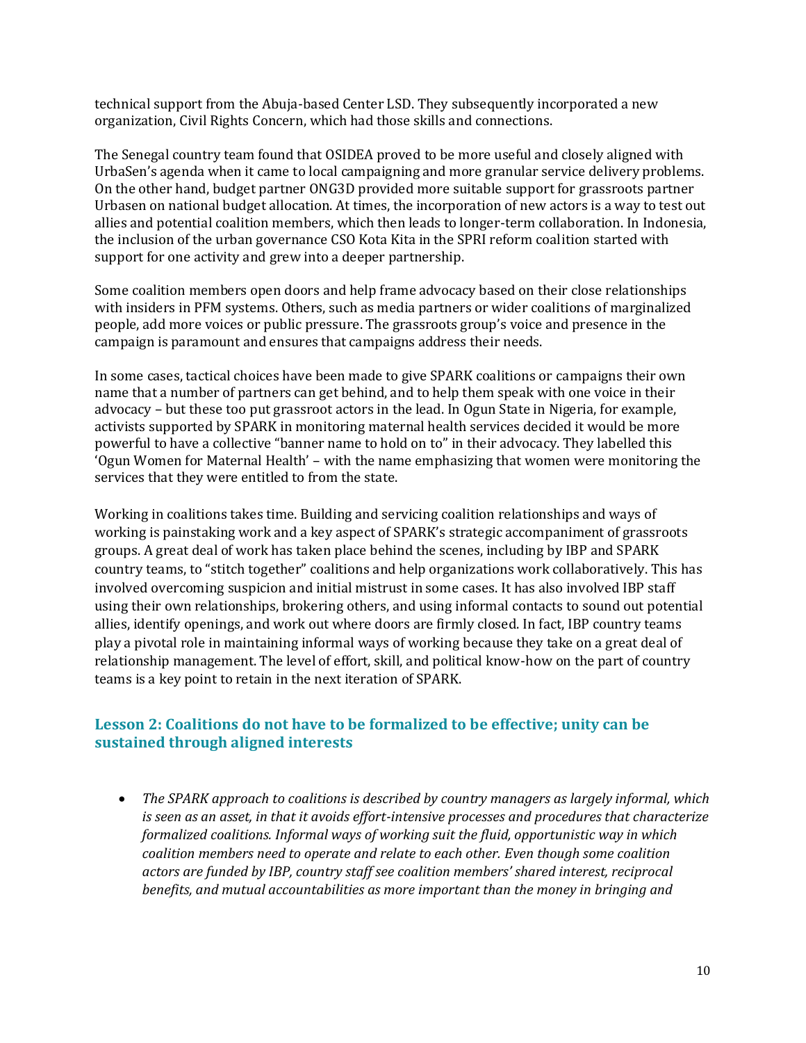technical support from the Abuja-based Center LSD. They subsequently incorporated a new organization, Civil Rights Concern, which had those skills and connections.

The Senegal country team found that OSIDEA proved to be more useful and closely aligned with UrbaSen's agenda when it came to local campaigning and more granular service delivery problems. On the other hand, budget partner ONG3D provided more suitable support for grassroots partner Urbasen on national budget allocation. At times, the incorporation of new actors is a way to test out allies and potential coalition members, which then leads to longer-term collaboration. In Indonesia, the inclusion of the urban governance CSO Kota Kita in the SPRI reform coalition started with support for one activity and grew into a deeper partnership.

Some coalition members open doors and help frame advocacy based on their close relationships with insiders in PFM systems. Others, such as media partners or wider coalitions of marginalized people, add more voices or public pressure. The grassroots group's voice and presence in the campaign is paramount and ensures that campaigns address their needs.

In some cases, tactical choices have been made to give SPARK coalitions or campaigns their own name that a number of partners can get behind, and to help them speak with one voice in their advocacy – but these too put grassroot actors in the lead. In Ogun State in Nigeria, for example, activists supported by SPARK in monitoring maternal health services decided it would be more powerful to have a collective "banner name to hold on to" in their advocacy. They labelled this 'Ogun Women for Maternal Health' – with the name emphasizing that women were monitoring the services that they were entitled to from the state.

Working in coalitions takes time. Building and servicing coalition relationships and ways of working is painstaking work and a key aspect of SPARK's strategic accompaniment of grassroots groups. A great deal of work has taken place behind the scenes, including by IBP and SPARK country teams, to "stitch together" coalitions and help organizations work collaboratively. This has involved overcoming suspicion and initial mistrust in some cases. It has also involved IBP staff using their own relationships, brokering others, and using informal contacts to sound out potential allies, identify openings, and work out where doors are firmly closed. In fact, IBP country teams play a pivotal role in maintaining informal ways of working because they take on a great deal of relationship management. The level of effort, skill, and political know-how on the part of country teams is a key point to retain in the next iteration of SPARK.

### Lesson 2: Coalitions do not have to be formalized to be effective; unity can be sustained through aligned interests

- *The SPARK approach to coalitions is described by country managers as largely informal, which is seen as an asset, in that it avoids effort-intensive processes and procedures that characterize formalized coalitions. Informal ways of working suit the fluid, opportunistic way in which coalition members need to operate and relate to each other. Even though some coalition actors are funded by IBP, country staff see coalition members' shared interest, reciprocal benefits, and mutual accountabilities as more important than the money in bringing and*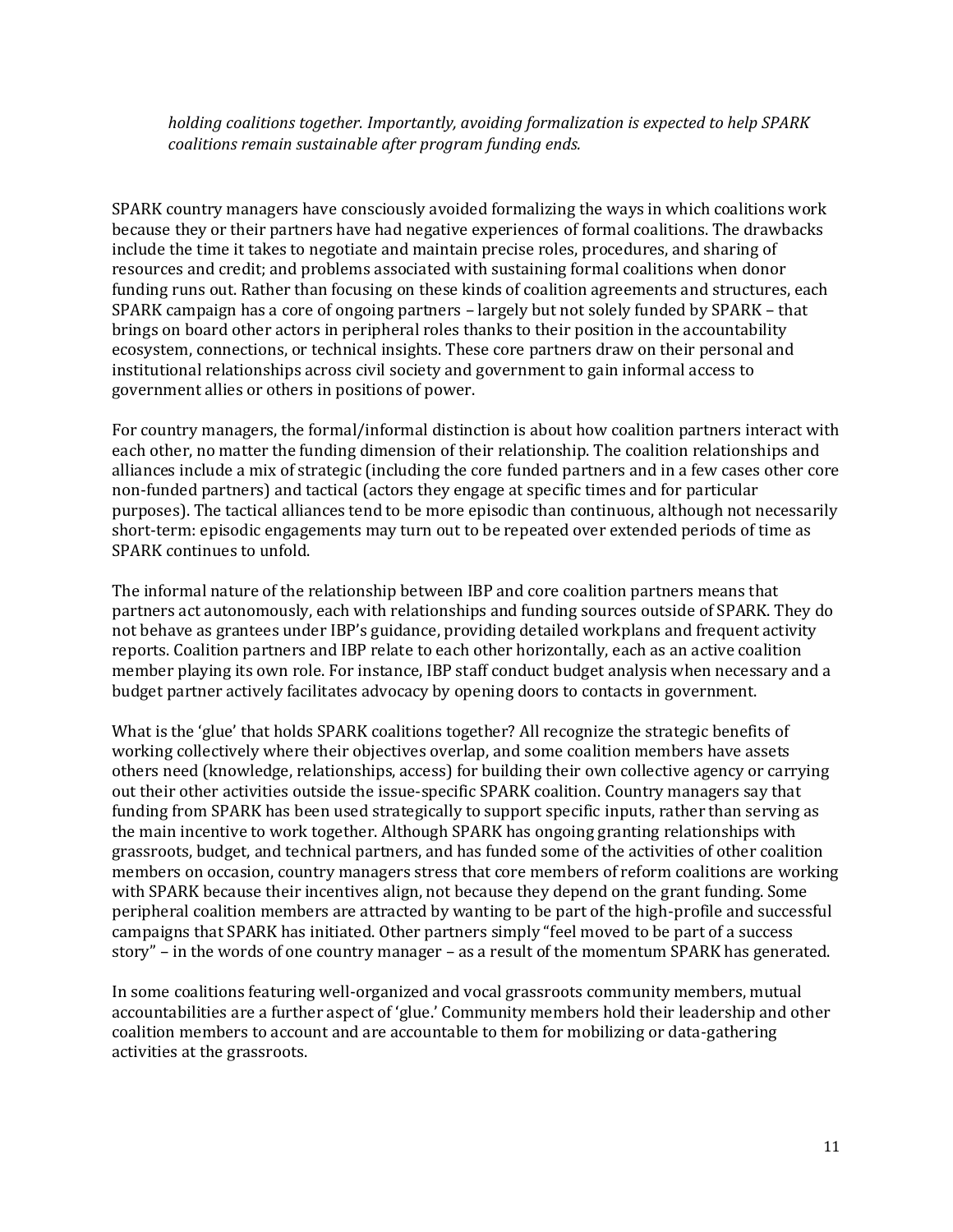*holding coalitions together. Importantly, avoiding formalization is expected to help SPARK coalitions remain sustainable after program funding ends.*

SPARK country managers have consciously avoided formalizing the ways in which coalitions work because they or their partners have had negative experiences of formal coalitions. The drawbacks include the time it takes to negotiate and maintain precise roles, procedures, and sharing of resources and credit; and problems associated with sustaining formal coalitions when donor funding runs out. Rather than focusing on these kinds of coalition agreements and structures, each SPARK campaign has a core of ongoing partners – largely but not solely funded by SPARK – that brings on board other actors in peripheral roles thanks to their position in the accountability ecosystem, connections, or technical insights. These core partners draw on their personal and institutional relationships across civil society and government to gain informal access to government allies or others in positions of power.

For country managers, the formal/informal distinction is about how coalition partners interact with each other, no matter the funding dimension of their relationship. The coalition relationships and alliances include a mix of strategic (including the core funded partners and in a few cases other core non-funded partners) and tactical (actors they engage at specific times and for particular purposes). The tactical alliances tend to be more episodic than continuous, although not necessarily short-term: episodic engagements may turn out to be repeated over extended periods of time as SPARK continues to unfold.

The informal nature of the relationship between IBP and core coalition partners means that partners act autonomously, each with relationships and funding sources outside of SPARK. They do not behave as grantees under IBP's guidance, providing detailed workplans and frequent activity reports. Coalition partners and IBP relate to each other horizontally, each as an active coalition member playing its own role. For instance, IBP staff conduct budget analysis when necessary and a budget partner actively facilitates advocacy by opening doors to contacts in government.

What is the 'glue' that holds SPARK coalitions together? All recognize the strategic benefits of working collectively where their objectives overlap, and some coalition members have assets others need (knowledge, relationships, access) for building their own collective agency or carrying out their other activities outside the issue-specific SPARK coalition. Country managers say that funding from SPARK has been used strategically to support specific inputs, rather than serving as the main incentive to work together. Although SPARK has ongoing granting relationships with grassroots, budget, and technical partners, and has funded some of the activities of other coalition members on occasion, country managers stress that core members of reform coalitions are working with SPARK because their incentives align, not because they depend on the grant funding. Some peripheral coalition members are attracted by wanting to be part of the high-profile and successful campaigns that SPARK has initiated. Other partners simply "feel moved to be part of a success story" – in the words of one country manager – as a result of the momentum SPARK has generated.

In some coalitions featuring well-organized and vocal grassroots community members, mutual accountabilities are a further aspect of 'glue.' Community members hold their leadership and other coalition members to account and are accountable to them for mobilizing or data-gathering activities at the grassroots.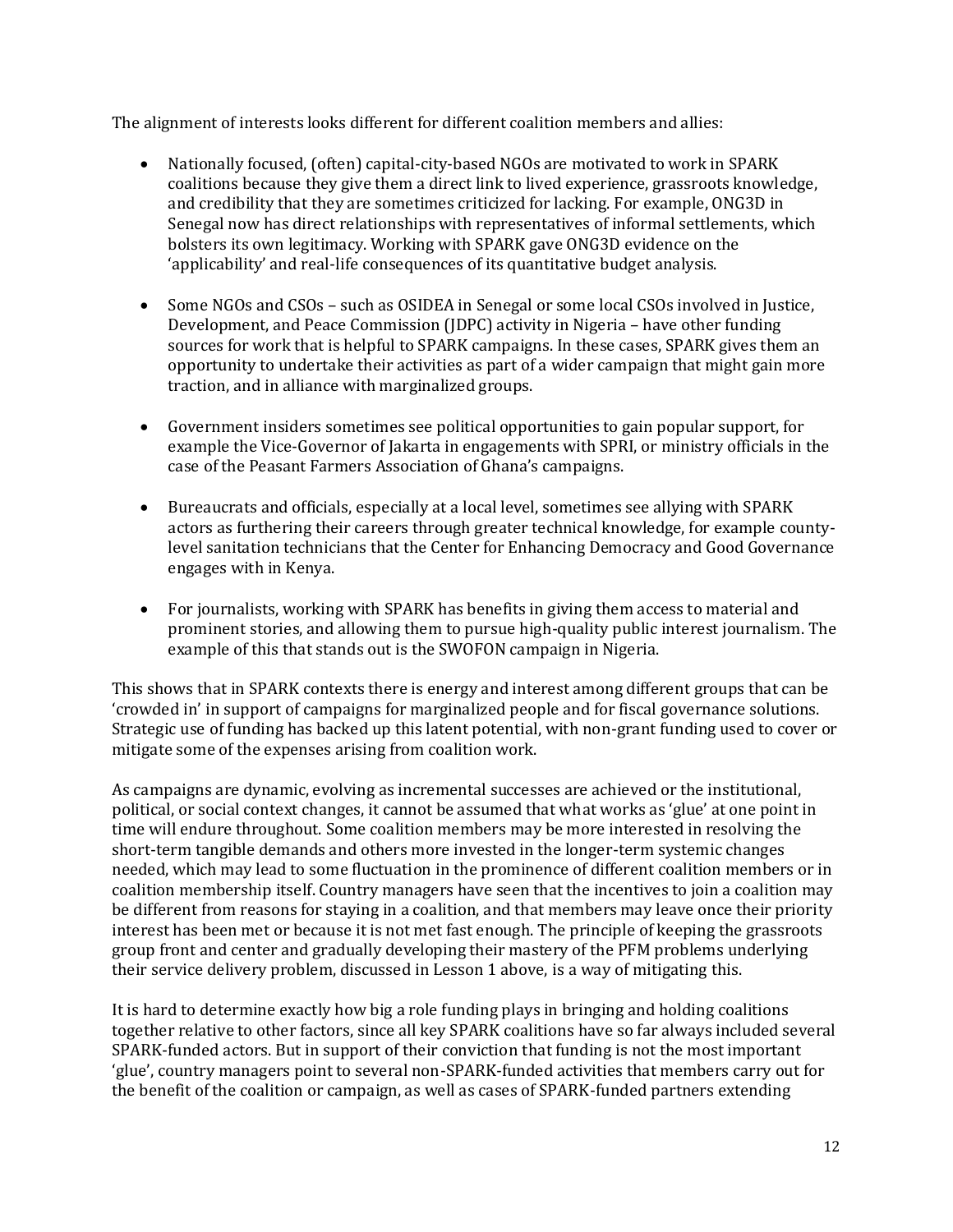The alignment of interests looks different for different coalition members and allies:

- Nationally focused, (often) capital-city-based NGOs are motivated to work in SPARK coalitions because they give them a direct link to lived experience, grassroots knowledge, and credibility that they are sometimes criticized for lacking. For example, ONG3D in Senegal now has direct relationships with representatives of informal settlements, which bolsters its own legitimacy. Working with SPARK gave ONG3D evidence on the 'applicability' and real-life consequences of its quantitative budget analysis.

- Some NGOs and CSOs – such as OSIDEA in Senegal or some local CSOs involved in Justice, Development, and Peace Commission (JDPC) activity in Nigeria – have other funding sources for work that is helpful to SPARK campaigns. In these cases, SPARK gives them an opportunity to undertake their activities as part of a wider campaign that might gain more traction, and in alliance with marginalized groups.

- Government insiders sometimes see political opportunities to gain popular support, for example the Vice-Governor of Jakarta in engagements with SPRI, or ministry officials in the case of the Peasant Farmers Association of Ghana's campaigns.

- Bureaucrats and officials, especially at a local level, sometimes see allying with SPARK actors as furthering their careers through greater technical knowledge, for example county-level sanitation technicians that the Center for Enhancing Democracy and Good Governance engages with in Kenya.

- For journalists, working with SPARK has benefits in giving them access to material and prominent stories, and allowing them to pursue high-quality public interest journalism. The example of this that stands out is the SWOFON campaign in Nigeria.

This shows that in SPARK contexts there is energy and interest among different groups that can be 'crowded in' in support of campaigns for marginalized people and for fiscal governance solutions. Strategic use of funding has backed up this latent potential, with non-grant funding used to cover or mitigate some of the expenses arising from coalition work.

As campaigns are dynamic, evolving as incremental successes are achieved or the institutional, political, or social context changes, it cannot be assumed that what works as 'glue' at one point in time will endure throughout. Some coalition members may be more interested in resolving the short-term tangible demands and others more invested in the longer-term systemic changes needed, which may lead to some fluctuation in the prominence of different coalition members or in coalition membership itself. Country managers have seen that the incentives to join a coalition may be different from reasons for staying in a coalition, and that members may leave once their priority interest has been met or because it is not met fast enough. The principle of keeping the grassroots group front and center and gradually developing their mastery of the PFM problems underlying their service delivery problem, discussed in Lesson 1 above, is a way of mitigating this.

It is hard to determine exactly how big a role funding plays in bringing and holding coalitions together relative to other factors, since all key SPARK coalitions have so far always included several SPARK-funded actors. But in support of their conviction that funding is not the most important 'glue', country managers point to several non-SPARK-funded activities that members carry out for the benefit of the coalition or campaign, as well as cases of SPARK-funded partners extending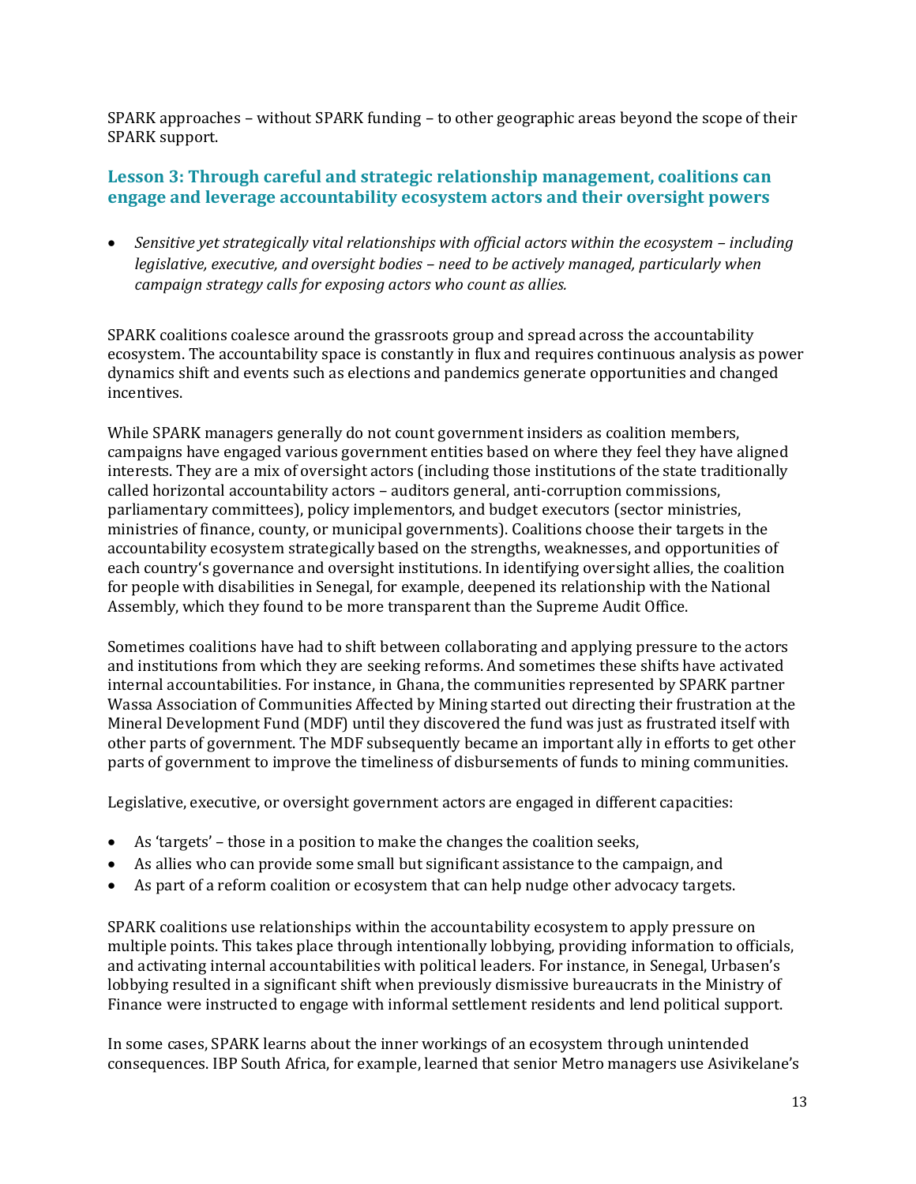SPARK approaches – without SPARK funding – to other geographic areas beyond the scope of their SPARK support.

### Lesson 3: Through careful and strategic relationship management, coalitions can engage and leverage accountability ecosystem actors and their oversight powers

- *Sensitive yet strategically vital relationships with official actors within the ecosystem – including legislative, executive, and oversight bodies – need to be actively managed, particularly when campaign strategy calls for exposing actors who count as allies.*

SPARK coalitions coalesce around the grassroots group and spread across the accountability ecosystem. The accountability space is constantly in flux and requires continuous analysis as power dynamics shift and events such as elections and pandemics generate opportunities and changed incentives.

While SPARK managers generally do not count government insiders as coalition members, campaigns have engaged various government entities based on where they feel they have aligned interests. They are a mix of oversight actors (including those institutions of the state traditionally called horizontal accountability actors – auditors general, anti-corruption commissions, parliamentary committees), policy implementors, and budget executors (sector ministries, ministries of finance, county, or municipal governments). Coalitions choose their targets in the accountability ecosystem strategically based on the strengths, weaknesses, and opportunities of each country's governance and oversight institutions. In identifying oversight allies, the coalition for people with disabilities in Senegal, for example, deepened its relationship with the National Assembly, which they found to be more transparent than the Supreme Audit Office.

Sometimes coalitions have had to shift between collaborating and applying pressure to the actors and institutions from which they are seeking reforms. And sometimes these shifts have activated internal accountabilities. For instance, in Ghana, the communities represented by SPARK partner Wassa Association of Communities Affected by Mining started out directing their frustration at the Mineral Development Fund (MDF) until they discovered the fund was just as frustrated itself with other parts of government. The MDF subsequently became an important ally in efforts to get other parts of government to improve the timeliness of disbursements of funds to mining communities.

Legislative, executive, or oversight government actors are engaged in different capacities:

- As 'targets' – those in a position to make the changes the coalition seeks,
- As allies who can provide some small but significant assistance to the campaign, and
- As part of a reform coalition or ecosystem that can help nudge other advocacy targets.

SPARK coalitions use relationships within the accountability ecosystem to apply pressure on multiple points. This takes place through intentionally lobbying, providing information to officials, and activating internal accountabilities with political leaders. For instance, in Senegal, Urbasen's lobbying resulted in a significant shift when previously dismissive bureaucrats in the Ministry of Finance were instructed to engage with informal settlement residents and lend political support.

In some cases, SPARK learns about the inner workings of an ecosystem through unintended consequences. IBP South Africa, for example, learned that senior Metro managers use Asivikelane's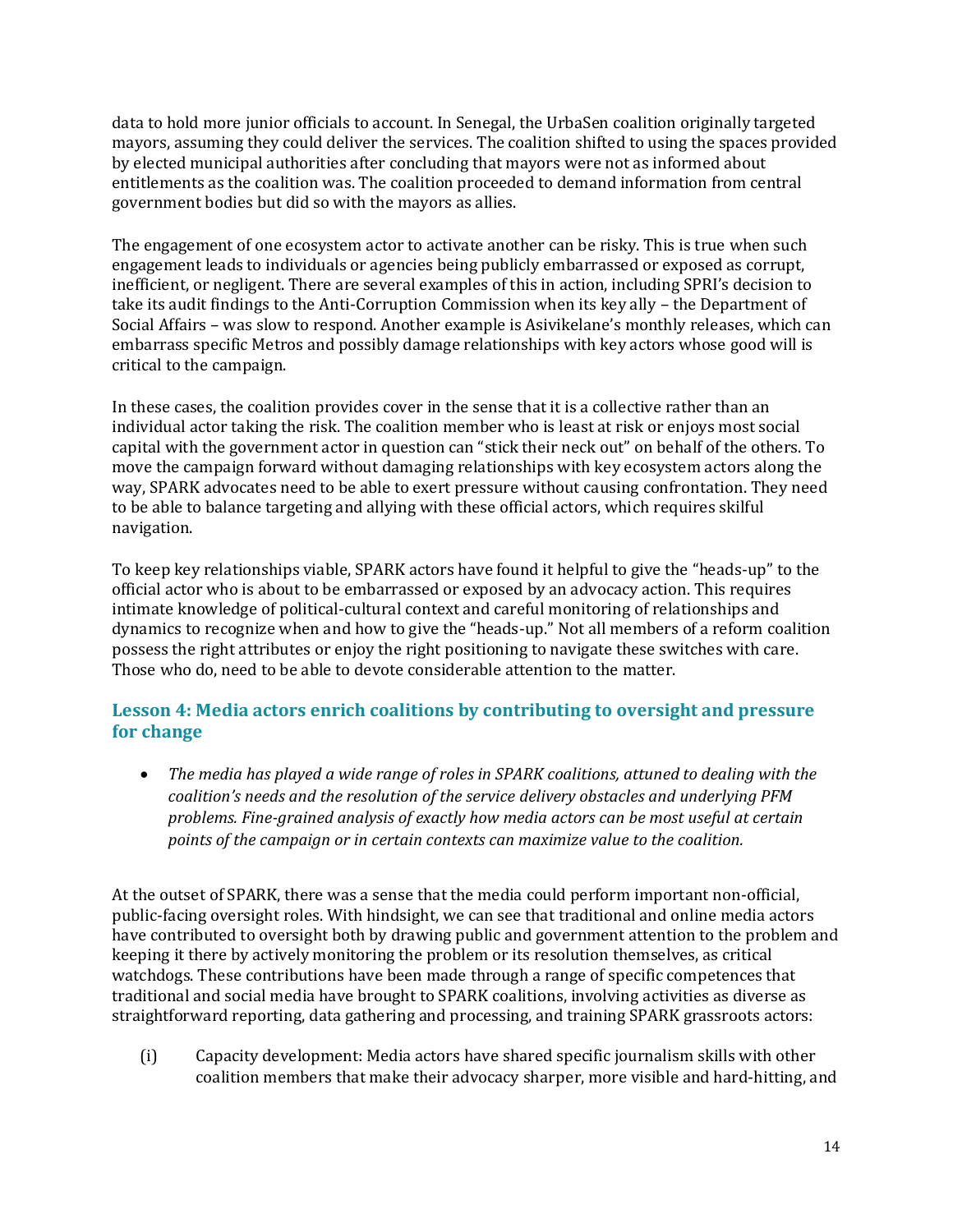data to hold more junior officials to account. In Senegal, the UrbaSen coalition originally targeted mayors, assuming they could deliver the services. The coalition shifted to using the spaces provided by elected municipal authorities after concluding that mayors were not as informed about entitlements as the coalition was. The coalition proceeded to demand information from central government bodies but did so with the mayors as allies.

The engagement of one ecosystem actor to activate another can be risky. This is true when such engagement leads to individuals or agencies being publicly embarrassed or exposed as corrupt, inefficient, or negligent. There are several examples of this in action, including SPRI's decision to take its audit findings to the Anti-Corruption Commission when its key ally – the Department of Social Affairs – was slow to respond. Another example is Asivikelane's monthly releases, which can embarrass specific Metros and possibly damage relationships with key actors whose good will is critical to the campaign.

In these cases, the coalition provides cover in the sense that it is a collective rather than an individual actor taking the risk. The coalition member who is least at risk or enjoys most social capital with the government actor in question can "stick their neck out" on behalf of the others. To move the campaign forward without damaging relationships with key ecosystem actors along the way, SPARK advocates need to be able to exert pressure without causing confrontation. They need to be able to balance targeting and allying with these official actors, which requires skilful navigation.

To keep key relationships viable, SPARK actors have found it helpful to give the "heads-up" to the official actor who is about to be embarrassed or exposed by an advocacy action. This requires intimate knowledge of political-cultural context and careful monitoring of relationships and dynamics to recognize when and how to give the "heads-up." Not all members of a reform coalition possess the right attributes or enjoy the right positioning to navigate these switches with care. Those who do, need to be able to devote considerable attention to the matter.

### Lesson 4: Media actors enrich coalitions by contributing to oversight and pressure for change

- *The media has played a wide range of roles in SPARK coalitions, attuned to dealing with the coalition's needs and the resolution of the service delivery obstacles and underlying PFM problems. Fine-grained analysis of exactly how media actors can be most useful at certain points of the campaign or in certain contexts can maximize value to the coalition.*

At the outset of SPARK, there was a sense that the media could perform important non-official, public-facing oversight roles. With hindsight, we can see that traditional and online media actors have contributed to oversight both by drawing public and government attention to the problem and keeping it there by actively monitoring the problem or its resolution themselves, as critical watchdogs. These contributions have been made through a range of specific competences that traditional and social media have brought to SPARK coalitions, involving activities as diverse as straightforward reporting, data gathering and processing, and training SPARK grassroots actors:

(i) Capacity development: Media actors have shared specific journalism skills with other coalition members that make their advocacy sharper, more visible and hard-hitting, and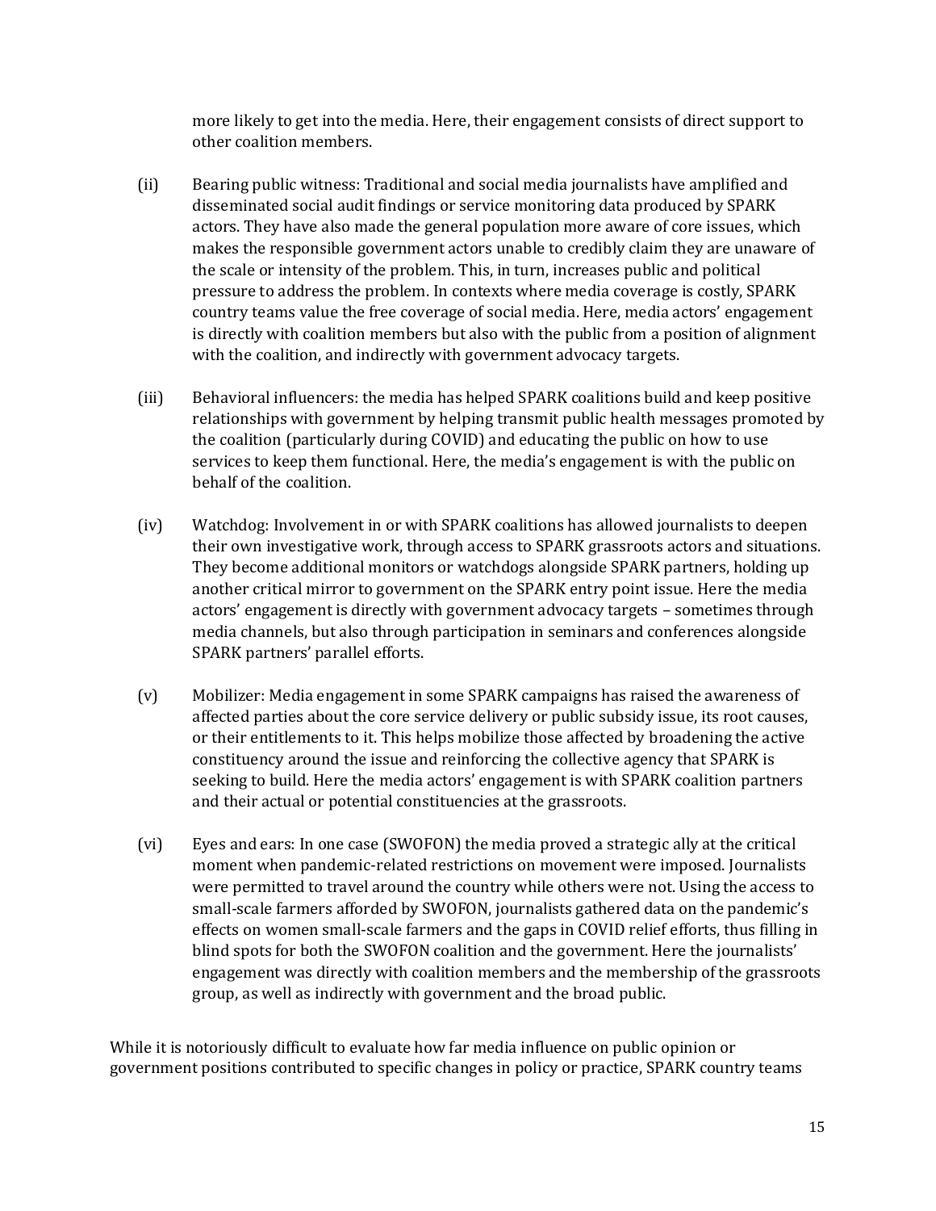more likely to get into the media. Here, their engagement consists of direct support to other coalition members.

(ii) Bearing public witness: Traditional and social media journalists have amplified and disseminated social audit findings or service monitoring data produced by SPARK actors. They have also made the general population more aware of core issues, which makes the responsible government actors unable to credibly claim they are unaware of the scale or intensity of the problem. This, in turn, increases public and political pressure to address the problem. In contexts where media coverage is costly, SPARK country teams value the free coverage of social media. Here, media actors' engagement is directly with coalition members but also with the public from a position of alignment with the coalition, and indirectly with government advocacy targets.

(iii) Behavioral influencers: the media has helped SPARK coalitions build and keep positive relationships with government by helping transmit public health messages promoted by the coalition (particularly during COVID) and educating the public on how to use services to keep them functional. Here, the media's engagement is with the public on behalf of the coalition.

(iv) Watchdog: Involvement in or with SPARK coalitions has allowed journalists to deepen their own investigative work, through access to SPARK grassroots actors and situations. They become additional monitors or watchdogs alongside SPARK partners, holding up another critical mirror to government on the SPARK entry point issue. Here the media actors' engagement is directly with government advocacy targets – sometimes through media channels, but also through participation in seminars and conferences alongside SPARK partners' parallel efforts.

(v) Mobilizer: Media engagement in some SPARK campaigns has raised the awareness of affected parties about the core service delivery or public subsidy issue, its root causes, or their entitlements to it. This helps mobilize those affected by broadening the active constituency around the issue and reinforcing the collective agency that SPARK is seeking to build. Here the media actors' engagement is with SPARK coalition partners and their actual or potential constituencies at the grassroots.

(vi) Eyes and ears: In one case (SWOFON) the media proved a strategic ally at the critical moment when pandemic-related restrictions on movement were imposed. Journalists were permitted to travel around the country while others were not. Using the access to small-scale farmers afforded by SWOFON, journalists gathered data on the pandemic's effects on women small-scale farmers and the gaps in COVID relief efforts, thus filling in blind spots for both the SWOFON coalition and the government. Here the journalists' engagement was directly with coalition members and the membership of the grassroots group, as well as indirectly with government and the broad public.

While it is notoriously difficult to evaluate how far media influence on public opinion or government positions contributed to specific changes in policy or practice, SPARK country teams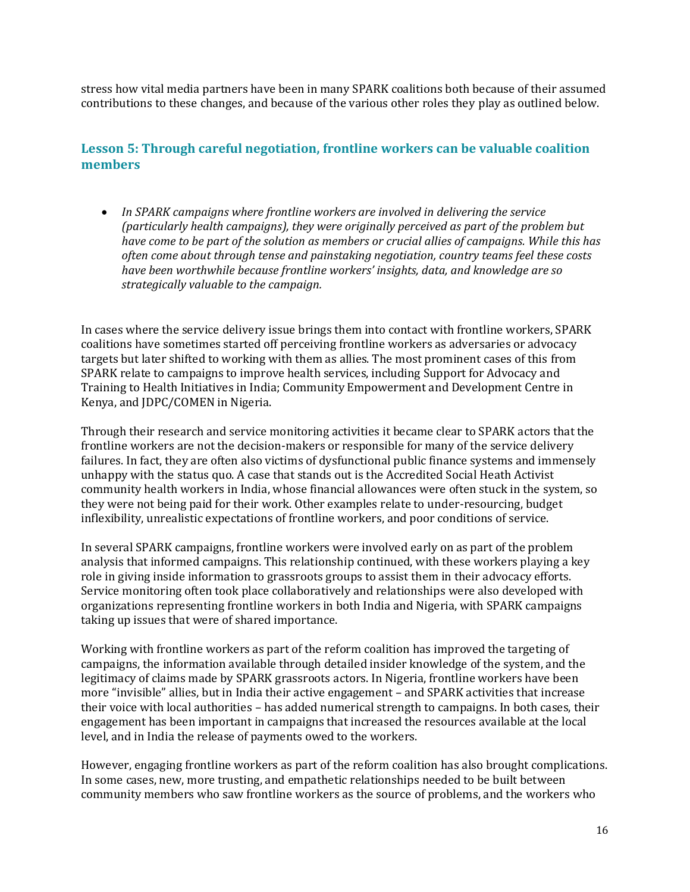stress how vital media partners have been in many SPARK coalitions both because of their assumed contributions to these changes, and because of the various other roles they play as outlined below.

### Lesson 5: Through careful negotiation, frontline workers can be valuable coalition members

- *In SPARK campaigns where frontline workers are involved in delivering the service (particularly health campaigns), they were originally perceived as part of the problem but have come to be part of the solution as members or crucial allies of campaigns. While this has often come about through tense and painstaking negotiation, country teams feel these costs have been worthwhile because frontline workers' insights, data, and knowledge are so strategically valuable to the campaign.*

In cases where the service delivery issue brings them into contact with frontline workers, SPARK coalitions have sometimes started off perceiving frontline workers as adversaries or advocacy targets but later shifted to working with them as allies. The most prominent cases of this from SPARK relate to campaigns to improve health services, including Support for Advocacy and Training to Health Initiatives in India; Community Empowerment and Development Centre in Kenya, and JDPC/COMEN in Nigeria.

Through their research and service monitoring activities it became clear to SPARK actors that the frontline workers are not the decision-makers or responsible for many of the service delivery failures. In fact, they are often also victims of dysfunctional public finance systems and immensely unhappy with the status quo. A case that stands out is the Accredited Social Heath Activist community health workers in India, whose financial allowances were often stuck in the system, so they were not being paid for their work. Other examples relate to under-resourcing, budget inflexibility, unrealistic expectations of frontline workers, and poor conditions of service.

In several SPARK campaigns, frontline workers were involved early on as part of the problem analysis that informed campaigns. This relationship continued, with these workers playing a key role in giving inside information to grassroots groups to assist them in their advocacy efforts. Service monitoring often took place collaboratively and relationships were also developed with organizations representing frontline workers in both India and Nigeria, with SPARK campaigns taking up issues that were of shared importance.

Working with frontline workers as part of the reform coalition has improved the targeting of campaigns, the information available through detailed insider knowledge of the system, and the legitimacy of claims made by SPARK grassroots actors. In Nigeria, frontline workers have been more "invisible" allies, but in India their active engagement – and SPARK activities that increase their voice with local authorities – has added numerical strength to campaigns. In both cases, their engagement has been important in campaigns that increased the resources available at the local level, and in India the release of payments owed to the workers.

However, engaging frontline workers as part of the reform coalition has also brought complications. In some cases, new, more trusting, and empathetic relationships needed to be built between community members who saw frontline workers as the source of problems, and the workers who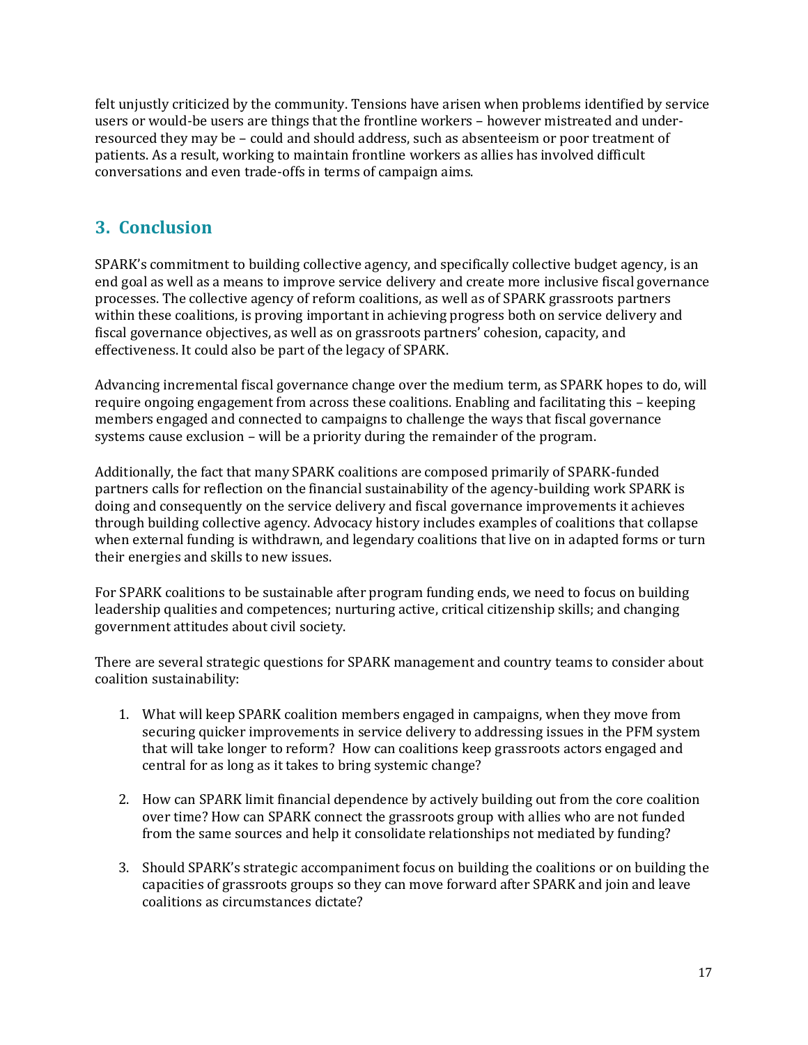felt unjustly criticized by the community. Tensions have arisen when problems identified by service users or would-be users are things that the frontline workers – however mistreated and under-resourced they may be – could and should address, such as absenteeism or poor treatment of patients. As a result, working to maintain frontline workers as allies has involved difficult conversations and even trade-offs in terms of campaign aims.

## 3. Conclusion

SPARK's commitment to building collective agency, and specifically collective budget agency, is an end goal as well as a means to improve service delivery and create more inclusive fiscal governance processes. The collective agency of reform coalitions, as well as of SPARK grassroots partners within these coalitions, is proving important in achieving progress both on service delivery and fiscal governance objectives, as well as on grassroots partners' cohesion, capacity, and effectiveness. It could also be part of the legacy of SPARK.

Advancing incremental fiscal governance change over the medium term, as SPARK hopes to do, will require ongoing engagement from across these coalitions. Enabling and facilitating this – keeping members engaged and connected to campaigns to challenge the ways that fiscal governance systems cause exclusion – will be a priority during the remainder of the program.

Additionally, the fact that many SPARK coalitions are composed primarily of SPARK-funded partners calls for reflection on the financial sustainability of the agency-building work SPARK is doing and consequently on the service delivery and fiscal governance improvements it achieves through building collective agency. Advocacy history includes examples of coalitions that collapse when external funding is withdrawn, and legendary coalitions that live on in adapted forms or turn their energies and skills to new issues.

For SPARK coalitions to be sustainable after program funding ends, we need to focus on building leadership qualities and competences; nurturing active, critical citizenship skills; and changing government attitudes about civil society.

There are several strategic questions for SPARK management and country teams to consider about coalition sustainability:

1. What will keep SPARK coalition members engaged in campaigns, when they move from securing quicker improvements in service delivery to addressing issues in the PFM system that will take longer to reform? How can coalitions keep grassroots actors engaged and central for as long as it takes to bring systemic change?

2. How can SPARK limit financial dependence by actively building out from the core coalition over time? How can SPARK connect the grassroots group with allies who are not funded from the same sources and help it consolidate relationships not mediated by funding?

3. Should SPARK's strategic accompaniment focus on building the coalitions or on building the capacities of grassroots groups so they can move forward after SPARK and join and leave coalitions as circumstances dictate?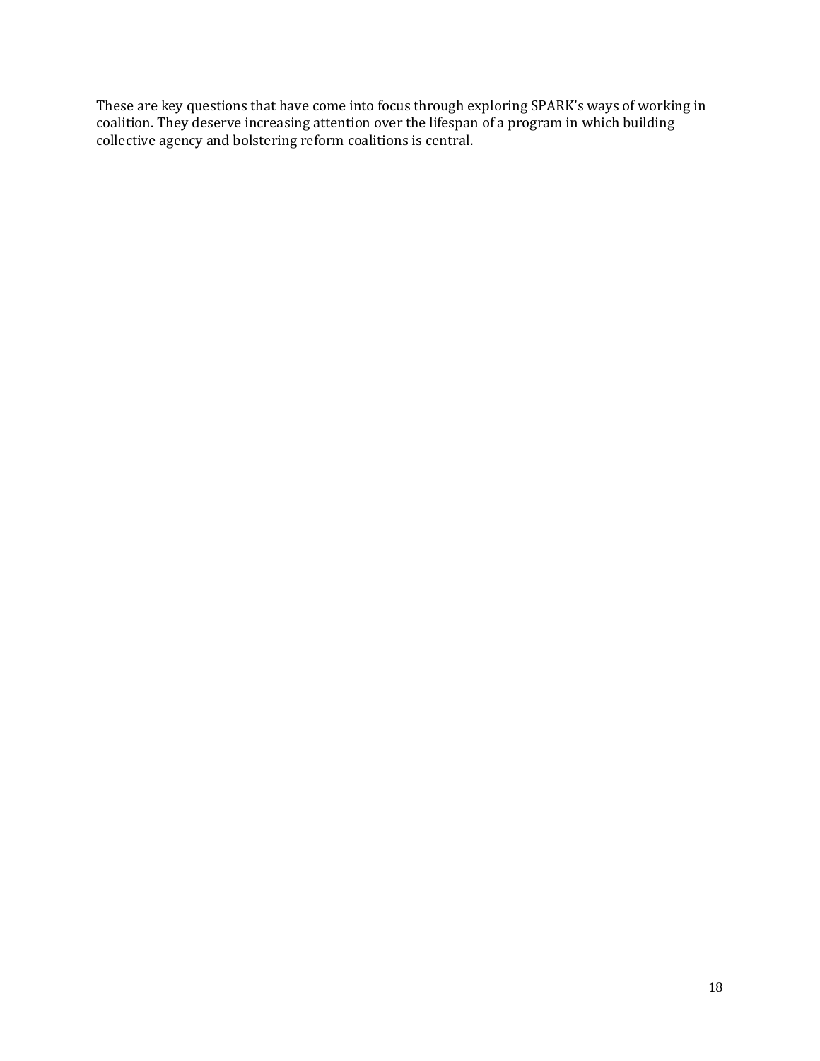These are key questions that have come into focus through exploring SPARK's ways of working in coalition. They deserve increasing attention over the lifespan of a program in which building collective agency and bolstering reform coalitions is central.